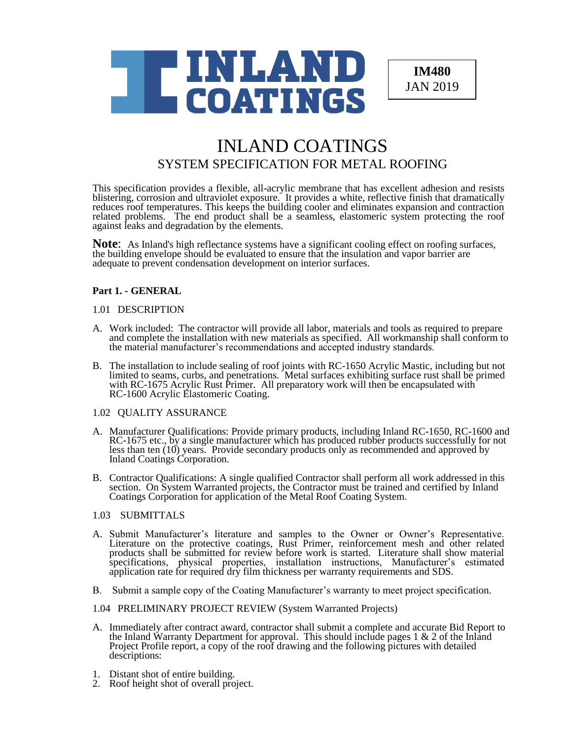**INLAND COATINGS**

**IM480**
JAN 2019

# INLAND COATINGS
## SYSTEM SPECIFICATION FOR METAL ROOFING

This specification provides a flexible, all-acrylic membrane that has excellent adhesion and resists blistering, corrosion and ultraviolet exposure. It provides a white, reflective finish that dramatically reduces roof temperatures. This keeps the building cooler and eliminates expansion and contraction related problems. The end product shall be a seamless, elastomeric system protecting the roof against leaks and degradation by the elements.

**Note**: As Inland's high reflectance systems have a significant cooling effect on roofing surfaces, the building envelope should be evaluated to ensure that the insulation and vapor barrier are adequate to prevent condensation development on interior surfaces.

### Part 1. - GENERAL

1.01 DESCRIPTION

A. Work included: The contractor will provide all labor, materials and tools as required to prepare and complete the installation with new materials as specified. All workmanship shall conform to the material manufacturer's recommendations and accepted industry standards.

B. The installation to include sealing of roof joints with RC-1650 Acrylic Mastic, including but not limited to seams, curbs, and penetrations. Metal surfaces exhibiting surface rust shall be primed with RC-1675 Acrylic Rust Primer. All preparatory work will then be encapsulated with RC-1600 Acrylic Elastomeric Coating.

1.02 QUALITY ASSURANCE

A. Manufacturer Qualifications: Provide primary products, including Inland RC-1650, RC-1600 and RC-1675 etc., by a single manufacturer which has produced rubber products successfully for not less than ten (10) years. Provide secondary products only as recommended and approved by Inland Coatings Corporation.

B. Contractor Qualifications: A single qualified Contractor shall perform all work addressed in this section. On System Warranted projects, the Contractor must be trained and certified by Inland Coatings Corporation for application of the Metal Roof Coating System.

1.03 SUBMITTALS

A. Submit Manufacturer's literature and samples to the Owner or Owner's Representative. Literature on the protective coatings, Rust Primer, reinforcement mesh and other related products shall be submitted for review before work is started. Literature shall show material specifications, physical properties, installation instructions, Manufacturer's estimated application rate for required dry film thickness per warranty requirements and SDS.

B. Submit a sample copy of the Coating Manufacturer's warranty to meet project specification.

1.04 PRELIMINARY PROJECT REVIEW (System Warranted Projects)

A. Immediately after contract award, contractor shall submit a complete and accurate Bid Report to the Inland Warranty Department for approval. This should include pages 1 & 2 of the Inland Project Profile report, a copy of the roof drawing and the following pictures with detailed descriptions:

1. Distant shot of entire building.
2. Roof height shot of overall project.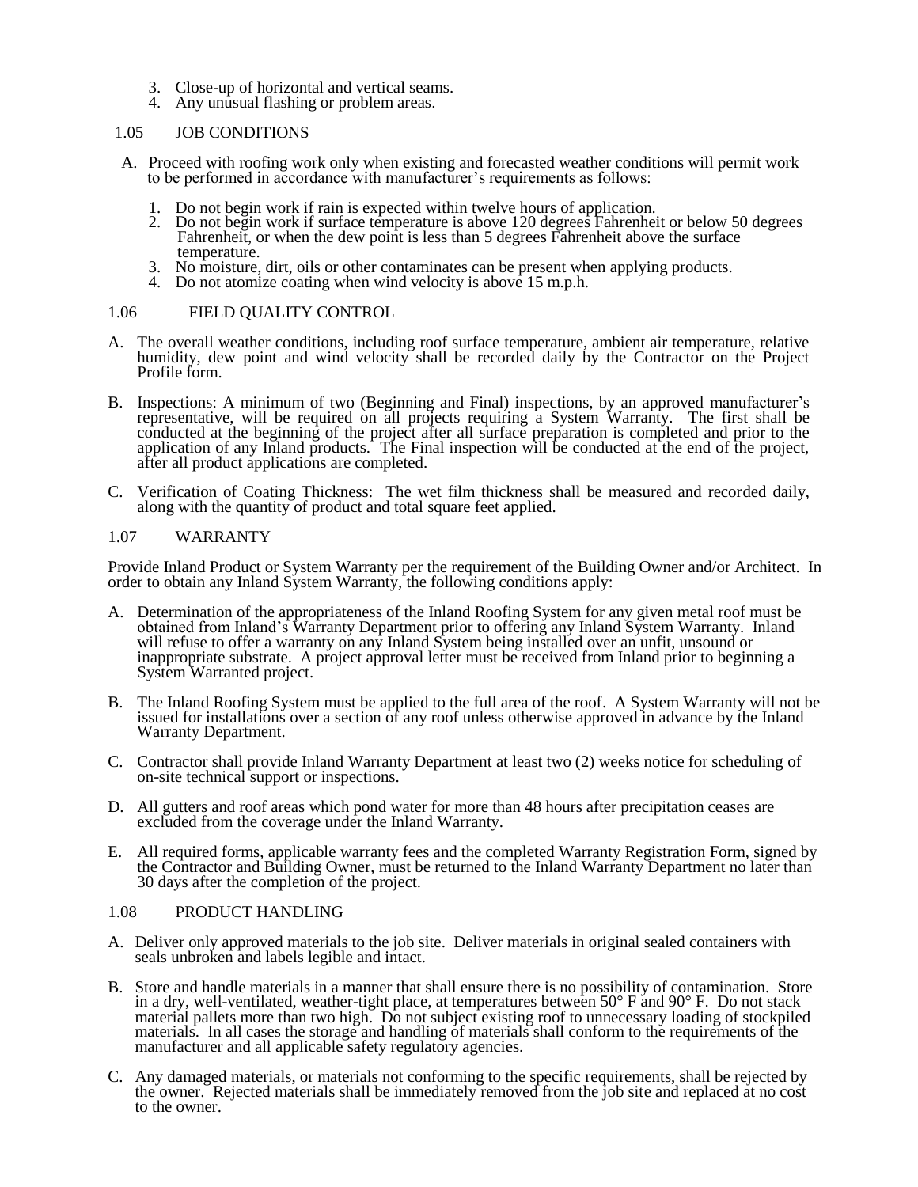3. Close-up of horizontal and vertical seams.
4. Any unusual flashing or problem areas.

## 1.05 JOB CONDITIONS

A. Proceed with roofing work only when existing and forecasted weather conditions will permit work to be performed in accordance with manufacturer's requirements as follows:

   1. Do not begin work if rain is expected within twelve hours of application.
   2. Do not begin work if surface temperature is above 120 degrees Fahrenheit or below 50 degrees Fahrenheit, or when the dew point is less than 5 degrees Fahrenheit above the surface temperature.
   3. No moisture, dirt, oils or other contaminates can be present when applying products.
   4. Do not atomize coating when wind velocity is above 15 m.p.h.

## 1.06 FIELD QUALITY CONTROL

A. The overall weather conditions, including roof surface temperature, ambient air temperature, relative humidity, dew point and wind velocity shall be recorded daily by the Contractor on the Project Profile form.

B. Inspections: A minimum of two (Beginning and Final) inspections, by an approved manufacturer's representative, will be required on all projects requiring a System Warranty. The first shall be conducted at the beginning of the project after all surface preparation is completed and prior to the application of any Inland products. The Final inspection will be conducted at the end of the project, after all product applications are completed.

C. Verification of Coating Thickness: The wet film thickness shall be measured and recorded daily, along with the quantity of product and total square feet applied.

## 1.07 WARRANTY

Provide Inland Product or System Warranty per the requirement of the Building Owner and/or Architect. In order to obtain any Inland System Warranty, the following conditions apply:

A. Determination of the appropriateness of the Inland Roofing System for any given metal roof must be obtained from Inland's Warranty Department prior to offering any Inland System Warranty. Inland will refuse to offer a warranty on any Inland System being installed over an unfit, unsound or inappropriate substrate. A project approval letter must be received from Inland prior to beginning a System Warranted project.

B. The Inland Roofing System must be applied to the full area of the roof. A System Warranty will not be issued for installations over a section of any roof unless otherwise approved in advance by the Inland Warranty Department.

C. Contractor shall provide Inland Warranty Department at least two (2) weeks notice for scheduling of on-site technical support or inspections.

D. All gutters and roof areas which pond water for more than 48 hours after precipitation ceases are excluded from the coverage under the Inland Warranty.

E. All required forms, applicable warranty fees and the completed Warranty Registration Form, signed by the Contractor and Building Owner, must be returned to the Inland Warranty Department no later than 30 days after the completion of the project.

## 1.08 PRODUCT HANDLING

A. Deliver only approved materials to the job site. Deliver materials in original sealed containers with seals unbroken and labels legible and intact.

B. Store and handle materials in a manner that shall ensure there is no possibility of contamination. Store in a dry, well-ventilated, weather-tight place, at temperatures between 50° F and 90° F. Do not stack material pallets more than two high. Do not subject existing roof to unnecessary loading of stockpiled materials. In all cases the storage and handling of materials shall conform to the requirements of the manufacturer and all applicable safety regulatory agencies.

C. Any damaged materials, or materials not conforming to the specific requirements, shall be rejected by the owner. Rejected materials shall be immediately removed from the job site and replaced at no cost to the owner.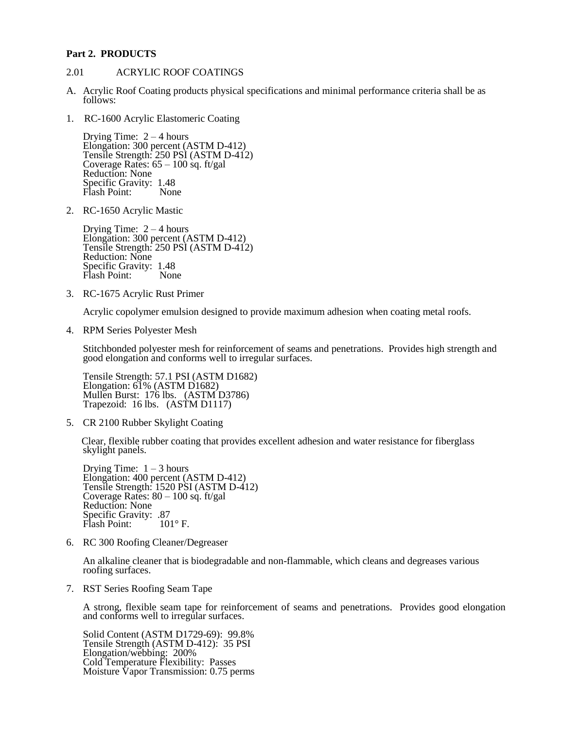**Part 2. PRODUCTS**

2.01 ACRYLIC ROOF COATINGS

A. Acrylic Roof Coating products physical specifications and minimal performance criteria shall be as follows:

1. RC-1600 Acrylic Elastomeric Coating

   Drying Time: 2 – 4 hours
   Elongation: 300 percent (ASTM D-412)
   Tensile Strength: 250 PSI (ASTM D-412)
   Coverage Rates: 65 – 100 sq. ft/gal
   Reduction: None
   Specific Gravity: 1.48
   Flash Point: None

2. RC-1650 Acrylic Mastic

   Drying Time: 2 – 4 hours
   Elongation: 300 percent (ASTM D-412)
   Tensile Strength: 250 PSI (ASTM D-412)
   Reduction: None
   Specific Gravity: 1.48
   Flash Point: None

3. RC-1675 Acrylic Rust Primer

   Acrylic copolymer emulsion designed to provide maximum adhesion when coating metal roofs.

4. RPM Series Polyester Mesh

   Stitchbonded polyester mesh for reinforcement of seams and penetrations. Provides high strength and good elongation and conforms well to irregular surfaces.

   Tensile Strength: 57.1 PSI (ASTM D1682)
   Elongation: 61% (ASTM D1682)
   Mullen Burst: 176 lbs. (ASTM D3786)
   Trapezoid: 16 lbs. (ASTM D1117)

5. CR 2100 Rubber Skylight Coating

   Clear, flexible rubber coating that provides excellent adhesion and water resistance for fiberglass skylight panels.

   Drying Time: 1 – 3 hours
   Elongation: 400 percent (ASTM D-412)
   Tensile Strength: 1520 PSI (ASTM D-412)
   Coverage Rates: 80 – 100 sq. ft/gal
   Reduction: None
   Specific Gravity: .87
   Flash Point: 101° F.

6. RC 300 Roofing Cleaner/Degreaser

   An alkaline cleaner that is biodegradable and non-flammable, which cleans and degreases various roofing surfaces.

7. RST Series Roofing Seam Tape

   A strong, flexible seam tape for reinforcement of seams and penetrations. Provides good elongation and conforms well to irregular surfaces.

   Solid Content (ASTM D1729-69): 99.8%
   Tensile Strength (ASTM D-412): 35 PSI
   Elongation/webbing: 200%
   Cold Temperature Flexibility: Passes
   Moisture Vapor Transmission: 0.75 perms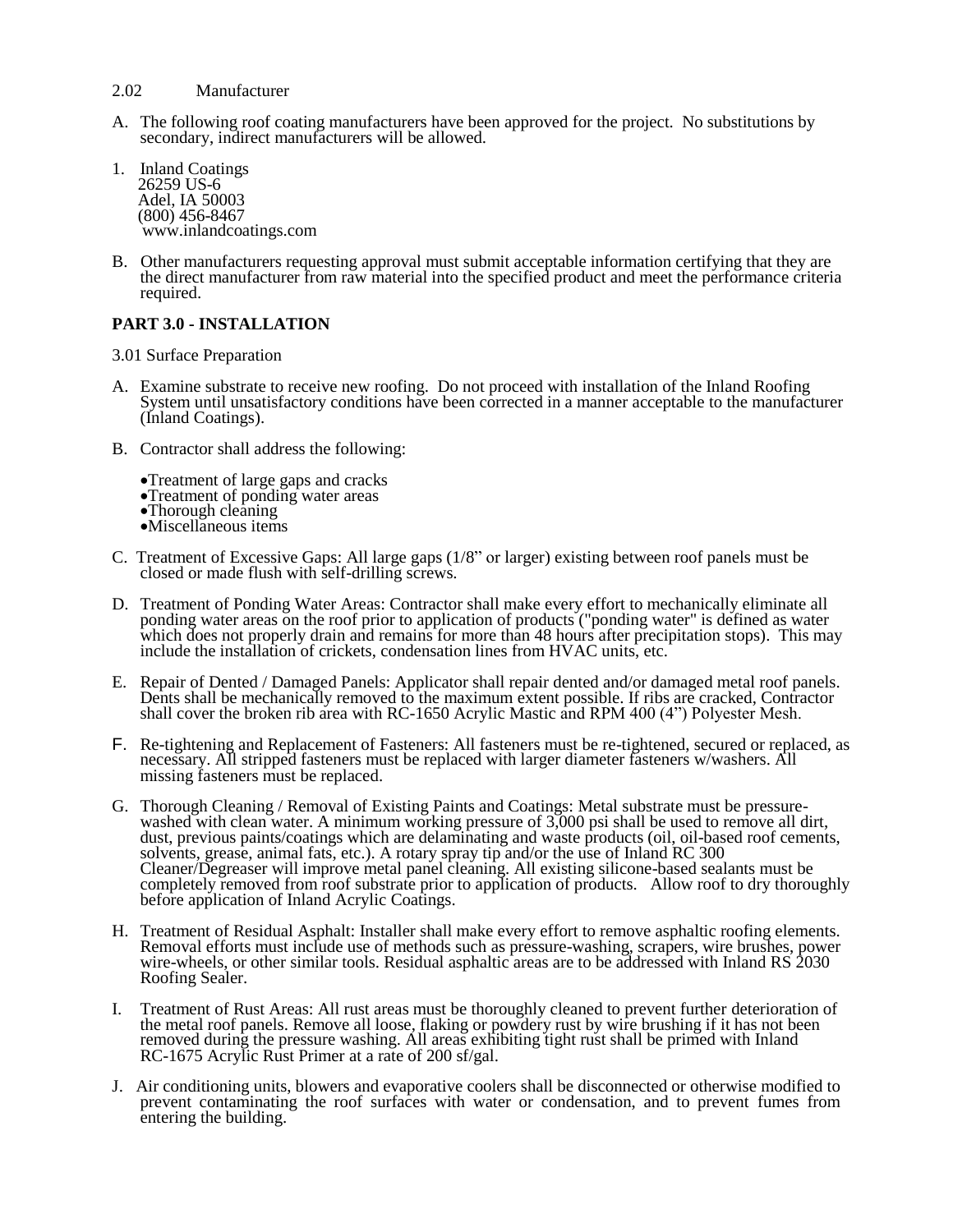2.02 Manufacturer

A. The following roof coating manufacturers have been approved for the project. No substitutions by secondary, indirect manufacturers will be allowed.

1. Inland Coatings
   26259 US-6
   Adel, IA 50003
   (800) 456-8467
   www.inlandcoatings.com

B. Other manufacturers requesting approval must submit acceptable information certifying that they are the direct manufacturer from raw material into the specified product and meet the performance criteria required.

**PART 3.0 - INSTALLATION**

3.01 Surface Preparation

A. Examine substrate to receive new roofing. Do not proceed with installation of the Inland Roofing System until unsatisfactory conditions have been corrected in a manner acceptable to the manufacturer (Inland Coatings).

B. Contractor shall address the following:

- Treatment of large gaps and cracks
- Treatment of ponding water areas
- Thorough cleaning
- Miscellaneous items

C. Treatment of Excessive Gaps: All large gaps (1/8" or larger) existing between roof panels must be closed or made flush with self-drilling screws.

D. Treatment of Ponding Water Areas: Contractor shall make every effort to mechanically eliminate all ponding water areas on the roof prior to application of products ("ponding water" is defined as water which does not properly drain and remains for more than 48 hours after precipitation stops). This may include the installation of crickets, condensation lines from HVAC units, etc.

E. Repair of Dented / Damaged Panels: Applicator shall repair dented and/or damaged metal roof panels. Dents shall be mechanically removed to the maximum extent possible. If ribs are cracked, Contractor shall cover the broken rib area with RC-1650 Acrylic Mastic and RPM 400 (4") Polyester Mesh.

F. Re-tightening and Replacement of Fasteners: All fasteners must be re-tightened, secured or replaced, as necessary. All stripped fasteners must be replaced with larger diameter fasteners w/washers. All missing fasteners must be replaced.

G. Thorough Cleaning / Removal of Existing Paints and Coatings: Metal substrate must be pressure-washed with clean water. A minimum working pressure of 3,000 psi shall be used to remove all dirt, dust, previous paints/coatings which are delaminating and waste products (oil, oil-based roof cements, solvents, grease, animal fats, etc.). A rotary spray tip and/or the use of Inland RC 300 Cleaner/Degreaser will improve metal panel cleaning. All existing silicone-based sealants must be completely removed from roof substrate prior to application of products. Allow roof to dry thoroughly before application of Inland Acrylic Coatings.

H. Treatment of Residual Asphalt: Installer shall make every effort to remove asphaltic roofing elements. Removal efforts must include use of methods such as pressure-washing, scrapers, wire brushes, power wire-wheels, or other similar tools. Residual asphaltic areas are to be addressed with Inland RS 2030 Roofing Sealer.

I. Treatment of Rust Areas: All rust areas must be thoroughly cleaned to prevent further deterioration of the metal roof panels. Remove all loose, flaking or powdery rust by wire brushing if it has not been removed during the pressure washing. All areas exhibiting tight rust shall be primed with Inland RC-1675 Acrylic Rust Primer at a rate of 200 sf/gal.

J. Air conditioning units, blowers and evaporative coolers shall be disconnected or otherwise modified to prevent contaminating the roof surfaces with water or condensation, and to prevent fumes from entering the building.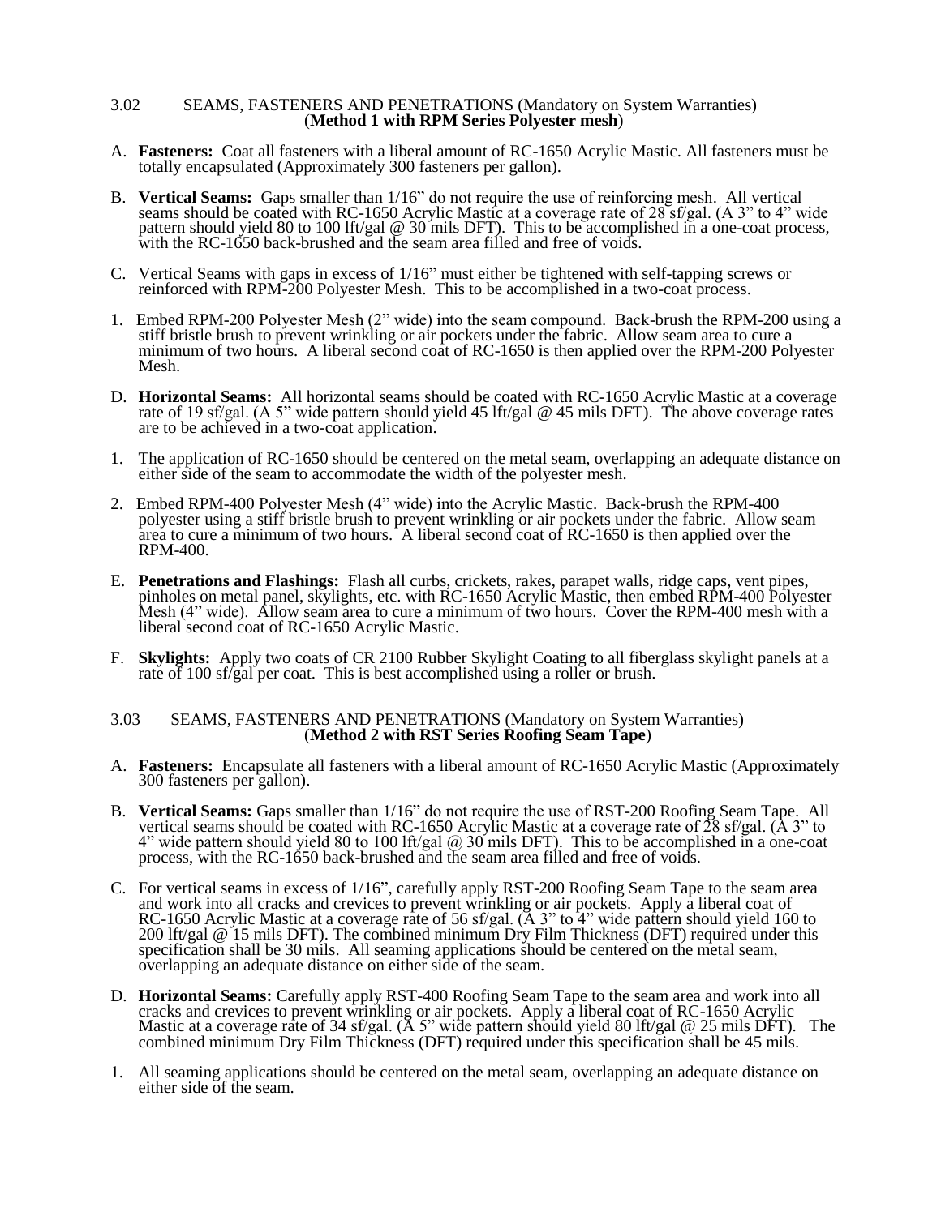### 3.02 SEAMS, FASTENERS AND PENETRATIONS (Mandatory on System Warranties)
(**Method 1 with RPM Series Polyester mesh**)

A. **Fasteners:** Coat all fasteners with a liberal amount of RC-1650 Acrylic Mastic. All fasteners must be totally encapsulated (Approximately 300 fasteners per gallon).

B. **Vertical Seams:** Gaps smaller than 1/16" do not require the use of reinforcing mesh. All vertical seams should be coated with RC-1650 Acrylic Mastic at a coverage rate of 28 sf/gal. (A 3" to 4" wide pattern should yield 80 to 100 lft/gal @ 30 mils DFT). This to be accomplished in a one-coat process, with the RC-1650 back-brushed and the seam area filled and free of voids.

C. Vertical Seams with gaps in excess of 1/16" must either be tightened with self-tapping screws or reinforced with RPM-200 Polyester Mesh. This to be accomplished in a two-coat process.

1. Embed RPM-200 Polyester Mesh (2" wide) into the seam compound. Back-brush the RPM-200 using a stiff bristle brush to prevent wrinkling or air pockets under the fabric. Allow seam area to cure a minimum of two hours. A liberal second coat of RC-1650 is then applied over the RPM-200 Polyester Mesh.

D. **Horizontal Seams:** All horizontal seams should be coated with RC-1650 Acrylic Mastic at a coverage rate of 19 sf/gal. (A 5" wide pattern should yield 45 lft/gal @ 45 mils DFT). The above coverage rates are to be achieved in a two-coat application.

1. The application of RC-1650 should be centered on the metal seam, overlapping an adequate distance on either side of the seam to accommodate the width of the polyester mesh.

2. Embed RPM-400 Polyester Mesh (4" wide) into the Acrylic Mastic. Back-brush the RPM-400 polyester using a stiff bristle brush to prevent wrinkling or air pockets under the fabric. Allow seam area to cure a minimum of two hours. A liberal second coat of RC-1650 is then applied over the RPM-400.

E. **Penetrations and Flashings:** Flash all curbs, crickets, rakes, parapet walls, ridge caps, vent pipes, pinholes on metal panel, skylights, etc. with RC-1650 Acrylic Mastic, then embed RPM-400 Polyester Mesh (4" wide). Allow seam area to cure a minimum of two hours. Cover the RPM-400 mesh with a liberal second coat of RC-1650 Acrylic Mastic.

F. **Skylights:** Apply two coats of CR 2100 Rubber Skylight Coating to all fiberglass skylight panels at a rate of 100 sf/gal per coat. This is best accomplished using a roller or brush.

### 3.03 SEAMS, FASTENERS AND PENETRATIONS (Mandatory on System Warranties)
(**Method 2 with RST Series Roofing Seam Tape**)

A. **Fasteners:** Encapsulate all fasteners with a liberal amount of RC-1650 Acrylic Mastic (Approximately 300 fasteners per gallon).

B. **Vertical Seams:** Gaps smaller than 1/16" do not require the use of RST-200 Roofing Seam Tape. All vertical seams should be coated with RC-1650 Acrylic Mastic at a coverage rate of 28 sf/gal. (A 3" to 4" wide pattern should yield 80 to 100 lft/gal @ 30 mils DFT). This to be accomplished in a one-coat process, with the RC-1650 back-brushed and the seam area filled and free of voids.

C. For vertical seams in excess of 1/16", carefully apply RST-200 Roofing Seam Tape to the seam area and work into all cracks and crevices to prevent wrinkling or air pockets. Apply a liberal coat of RC-1650 Acrylic Mastic at a coverage rate of 56 sf/gal. (A 3" to 4" wide pattern should yield 160 to 200 lft/gal @ 15 mils DFT). The combined minimum Dry Film Thickness (DFT) required under this specification shall be 30 mils. All seaming applications should be centered on the metal seam, overlapping an adequate distance on either side of the seam.

D. **Horizontal Seams:** Carefully apply RST-400 Roofing Seam Tape to the seam area and work into all cracks and crevices to prevent wrinkling or air pockets. Apply a liberal coat of RC-1650 Acrylic Mastic at a coverage rate of 34 sf/gal. (A 5" wide pattern should yield 80 lft/gal @ 25 mils DFT). The combined minimum Dry Film Thickness (DFT) required under this specification shall be 45 mils.

1. All seaming applications should be centered on the metal seam, overlapping an adequate distance on either side of the seam.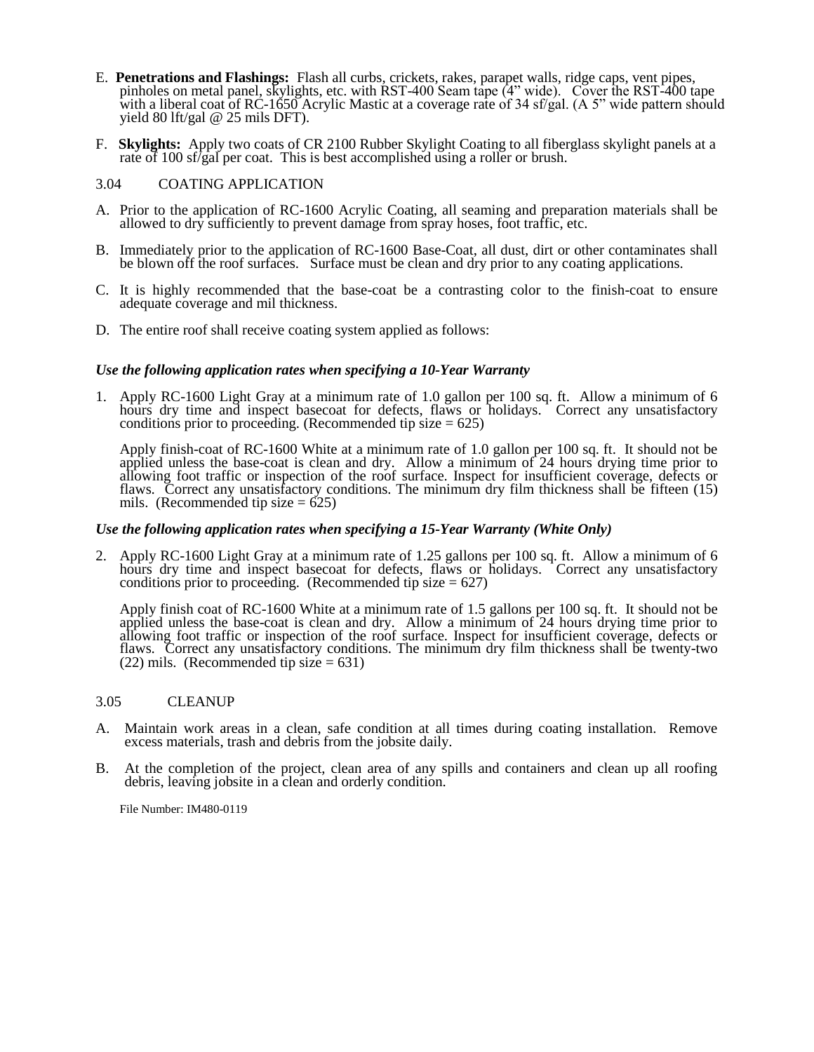E. **Penetrations and Flashings:** Flash all curbs, crickets, rakes, parapet walls, ridge caps, vent pipes, pinholes on metal panel, skylights, etc. with RST-400 Seam tape (4" wide). Cover the RST-400 tape with a liberal coat of RC-1650 Acrylic Mastic at a coverage rate of 34 sf/gal. (A 5" wide pattern should yield 80 lft/gal @ 25 mils DFT).

F. **Skylights:** Apply two coats of CR 2100 Rubber Skylight Coating to all fiberglass skylight panels at a rate of 100 sf/gal per coat. This is best accomplished using a roller or brush.

3.04 COATING APPLICATION

A. Prior to the application of RC-1600 Acrylic Coating, all seaming and preparation materials shall be allowed to dry sufficiently to prevent damage from spray hoses, foot traffic, etc.

B. Immediately prior to the application of RC-1600 Base-Coat, all dust, dirt or other contaminates shall be blown off the roof surfaces. Surface must be clean and dry prior to any coating applications.

C. It is highly recommended that the base-coat be a contrasting color to the finish-coat to ensure adequate coverage and mil thickness.

D. The entire roof shall receive coating system applied as follows:

***Use the following application rates when specifying a 10-Year Warranty***

1. Apply RC-1600 Light Gray at a minimum rate of 1.0 gallon per 100 sq. ft. Allow a minimum of 6 hours dry time and inspect basecoat for defects, flaws or holidays. Correct any unsatisfactory conditions prior to proceeding. (Recommended tip size = 625)

   Apply finish-coat of RC-1600 White at a minimum rate of 1.0 gallon per 100 sq. ft. It should not be applied unless the base-coat is clean and dry. Allow a minimum of 24 hours drying time prior to allowing foot traffic or inspection of the roof surface. Inspect for insufficient coverage, defects or flaws. Correct any unsatisfactory conditions. The minimum dry film thickness shall be fifteen (15) mils. (Recommended tip size = 625)

***Use the following application rates when specifying a 15-Year Warranty (White Only)***

2. Apply RC-1600 Light Gray at a minimum rate of 1.25 gallons per 100 sq. ft. Allow a minimum of 6 hours dry time and inspect basecoat for defects, flaws or holidays. Correct any unsatisfactory conditions prior to proceeding. (Recommended tip size = 627)

   Apply finish coat of RC-1600 White at a minimum rate of 1.5 gallons per 100 sq. ft. It should not be applied unless the base-coat is clean and dry. Allow a minimum of 24 hours drying time prior to allowing foot traffic or inspection of the roof surface. Inspect for insufficient coverage, defects or flaws. Correct any unsatisfactory conditions. The minimum dry film thickness shall be twenty-two (22) mils. (Recommended tip size = 631)

3.05 CLEANUP

A. Maintain work areas in a clean, safe condition at all times during coating installation. Remove excess materials, trash and debris from the jobsite daily.

B. At the completion of the project, clean area of any spills and containers and clean up all roofing debris, leaving jobsite in a clean and orderly condition.

File Number: IM480-0119